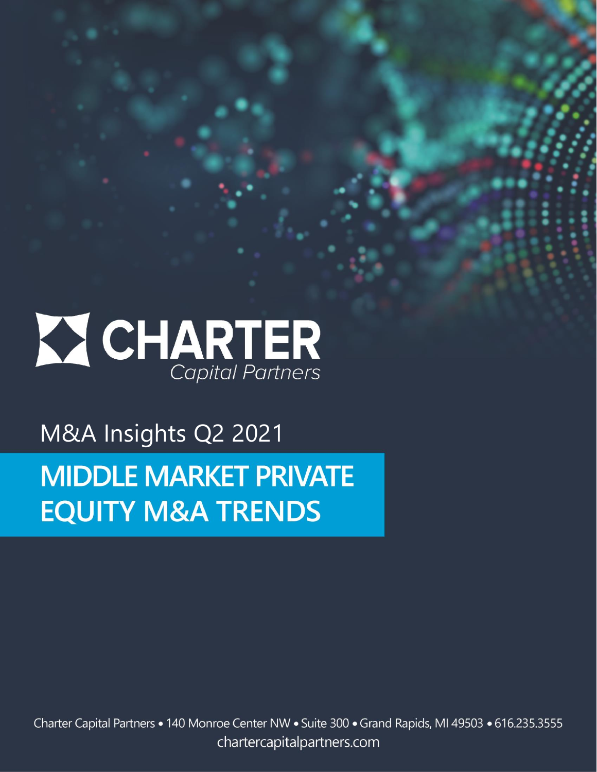CHARTER
Capital Partners

M&A Insights Q2 2021

# MIDDLE MARKET PRIVATE EQUITY M&A TRENDS

Charter Capital Partners • 140 Monroe Center NW • Suite 300 • Grand Rapids, MI 49503 • 616.235.3555
chartercapitalpartners.com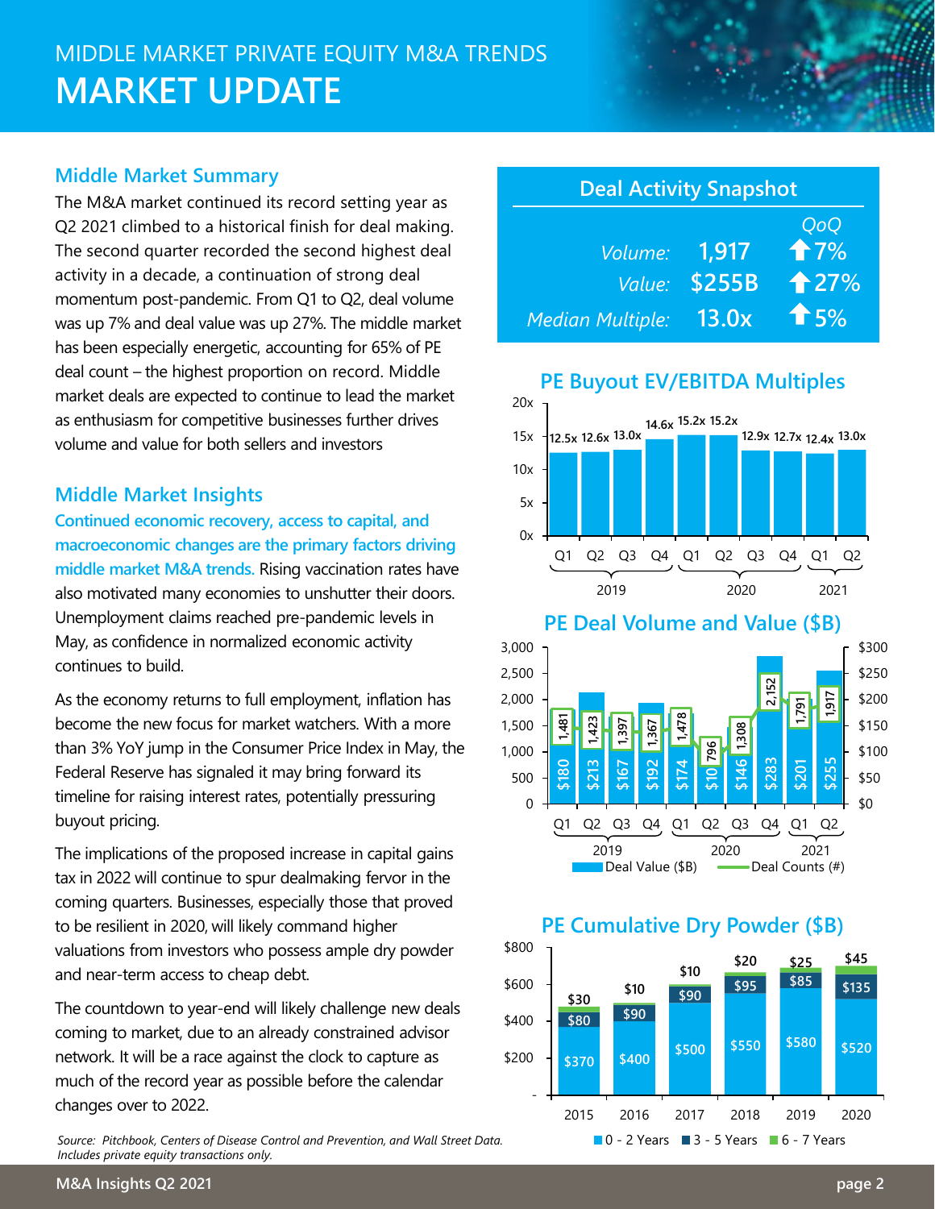# MIDDLE MARKET PRIVATE EQUITY M&A TRENDS

# MARKET UPDATE

## Middle Market Summary

The M&A market continued its record setting year as Q2 2021 climbed to a historical finish for deal making. The second quarter recorded the second highest deal activity in a decade, a continuation of strong deal momentum post-pandemic. From Q1 to Q2, deal volume was up 7% and deal value was up 27%. The middle market has been especially energetic, accounting for 65% of PE deal count – the highest proportion on record. Middle market deals are expected to continue to lead the market as enthusiasm for competitive businesses further drives volume and value for both sellers and investors

## Middle Market Insights

**Continued economic recovery, access to capital, and macroeconomic changes are the primary factors driving middle market M&A trends.** Rising vaccination rates have also motivated many economies to unshutter their doors. Unemployment claims reached pre-pandemic levels in May, as confidence in normalized economic activity continues to build.

As the economy returns to full employment, inflation has become the new focus for market watchers. With a more than 3% YoY jump in the Consumer Price Index in May, the Federal Reserve has signaled it may bring forward its timeline for raising interest rates, potentially pressuring buyout pricing.

The implications of the proposed increase in capital gains tax in 2022 will continue to spur dealmaking fervor in the coming quarters. Businesses, especially those that proved to be resilient in 2020, will likely command higher valuations from investors who possess ample dry powder and near-term access to cheap debt.

The countdown to year-end will likely challenge new deals coming to market, due to an already constrained advisor network. It will be a race against the clock to capture as much of the record year as possible before the calendar changes over to 2022.

### Deal Activity Snapshot

| | | QoQ |
|---|---|---|
| *Volume:* | 1,917 | ⬆7% |
| *Value:* | $255B | ⬆27% |
| *Median Multiple:* | 13.0x | ⬆5% |

### PE Buyout EV/EBITDA Multiples

| Year | Quarter | Multiple |
|---|---|---|
| 2019 | Q1 | 12.5x |
| 2019 | Q2 | 12.6x |
| 2019 | Q3 | 13.0x |
| 2019 | Q4 | 14.6x |
| 2020 | Q1 | 15.2x |
| 2020 | Q2 | 15.2x |
| 2020 | Q3 | 12.9x |
| 2020 | Q4 | 12.7x |
| 2021 | Q1 | 12.4x |
| 2021 | Q2 | 13.0x |

### PE Deal Volume and Value ($B)

| Year | Quarter | Deal Value ($B) | Deal Counts (#) |
|---|---|---|---|
| 2019 | Q1 | $180 | 1,481 |
| 2019 | Q2 | $213 | 1,423 |
| 2019 | Q3 | $167 | 1,397 |
| 2019 | Q4 | $192 | 1,367 |
| 2020 | Q1 | $174 | 1,478 |
| 2020 | Q2 | $10 | 796 |
| 2020 | Q3 | $146 | 1,308 |
| 2020 | Q4 | $283 | 2,152 |
| 2021 | Q1 | $201 | 1,791 |
| 2021 | Q2 | $255 | 1,917 |

### PE Cumulative Dry Powder ($B)

| Year | 0 - 2 Years | 3 - 5 Years | 6 - 7 Years |
|---|---|---|---|
| 2015 | $370 | $80 | $30 |
| 2016 | $400 | $90 | $10 |
| 2017 | $500 | $90 | $10 |
| 2018 | $550 | $95 | $20 |
| 2019 | $580 | $85 | $25 |
| 2020 | $520 | $135 | $45 |

*Source: Pitchbook, Centers of Disease Control and Prevention, and Wall Street Data. Includes private equity transactions only.*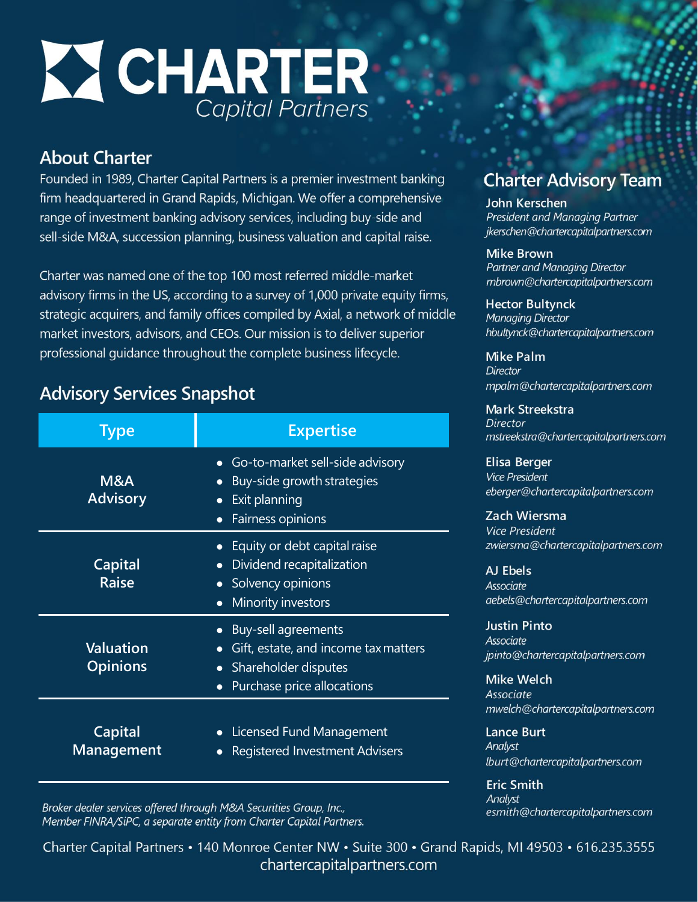# CHARTER Capital Partners

## About Charter

Founded in 1989, Charter Capital Partners is a premier investment banking firm headquartered in Grand Rapids, Michigan. We offer a comprehensive range of investment banking advisory services, including buy-side and sell-side M&A, succession planning, business valuation and capital raise.

Charter was named one of the top 100 most referred middle-market advisory firms in the US, according to a survey of 1,000 private equity firms, strategic acquirers, and family offices compiled by Axial, a network of middle market investors, advisors, and CEOs. Our mission is to deliver superior professional guidance throughout the complete business lifecycle.

## Advisory Services Snapshot

| Type | Expertise |
|---|---|
| M&A Advisory | • Go-to-market sell-side advisory<br>• Buy-side growth strategies<br>• Exit planning<br>• Fairness opinions |
| Capital Raise | • Equity or debt capital raise<br>• Dividend recapitalization<br>• Solvency opinions<br>• Minority investors |
| Valuation Opinions | • Buy-sell agreements<br>• Gift, estate, and income tax matters<br>• Shareholder disputes<br>• Purchase price allocations |
| Capital Management | • Licensed Fund Management<br>• Registered Investment Advisers |

*Broker dealer services offered through M&A Securities Group, Inc., Member FINRA/SiPC, a separate entity from Charter Capital Partners.*

## Charter Advisory Team

**John Kerschen**
*President and Managing Partner*
*jkerschen@chartercapitalpartners.com*

**Mike Brown**
*Partner and Managing Director*
*mbrown@chartercapitalpartners.com*

**Hector Bultynck**
*Managing Director*
*hbultynck@chartercapitalpartners.com*

**Mike Palm**
*Director*
*mpalm@chartercapitalpartners.com*

**Mark Streekstra**
*Director*
*mstreekstra@chartercapitalpartners.com*

**Elisa Berger**
*Vice President*
*eberger@chartercapitalpartners.com*

**Zach Wiersma**
*Vice President*
*zwiersma@chartercapitalpartners.com*

**AJ Ebels**
*Associate*
*aebels@chartercapitalpartners.com*

**Justin Pinto**
*Associate*
*jpinto@chartercapitalpartners.com*

**Mike Welch**
*Associate*
*mwelch@chartercapitalpartners.com*

**Lance Burt**
*Analyst*
*lburt@chartercapitalpartners.com*

**Eric Smith**
*Analyst*
*esmith@chartercapitalpartners.com*

Charter Capital Partners • 140 Monroe Center NW • Suite 300 • Grand Rapids, MI 49503 • 616.235.3555
chartercapitalpartners.com